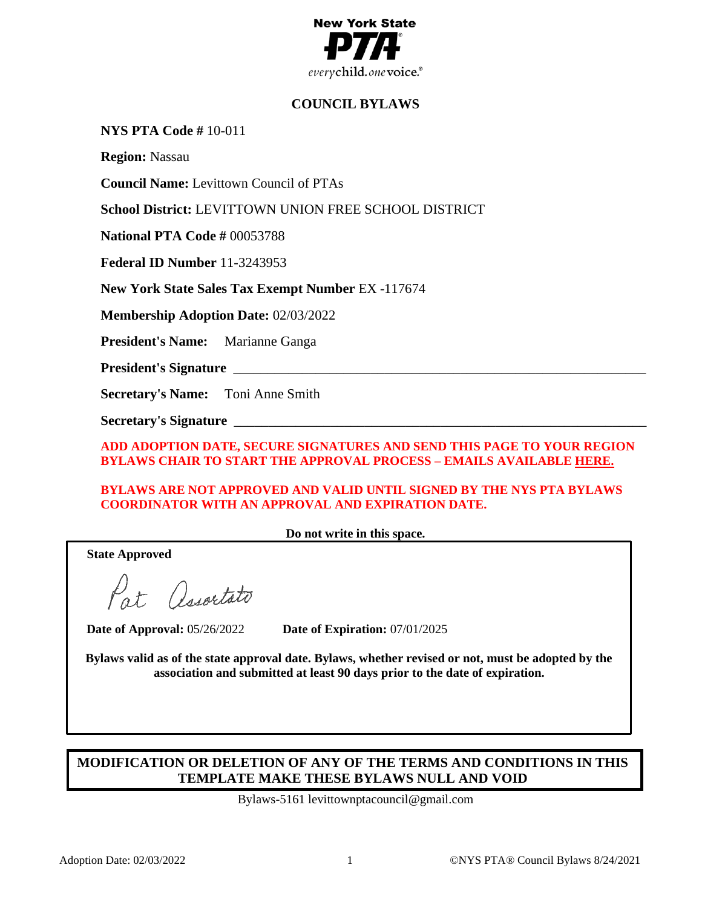**New York State PTA**

*everychild. onevoice.*

# COUNCIL BYLAWS

**NYS PTA Code #** 10-011

**Region:** Nassau

**Council Name:** Levittown Council of PTAs

**School District:** LEVITTOWN UNION FREE SCHOOL DISTRICT

**National PTA Code #** 00053788

**Federal ID Number** 11-3243953

**New York State Sales Tax Exempt Number** EX -117674

**Membership Adoption Date:** 02/03/2022

**President's Name:** Marianne Ganga

**President's Signature** ______________________________________________

**Secretary's Name:** Toni Anne Smith

**Secretary's Signature** ______________________________________________

**ADD ADOPTION DATE, SECURE SIGNATURES AND SEND THIS PAGE TO YOUR REGION BYLAWS CHAIR TO START THE APPROVAL PROCESS – EMAILS AVAILABLE HERE.**

**BYLAWS ARE NOT APPROVED AND VALID UNTIL SIGNED BY THE NYS PTA BYLAWS COORDINATOR WITH AN APPROVAL AND EXPIRATION DATE.**

**Do not write in this space.**

**State Approved**

Pat Assortato

**Date of Approval:** 05/26/2022 **Date of Expiration:** 07/01/2025

**Bylaws valid as of the state approval date. Bylaws, whether revised or not, must be adopted by the association and submitted at least 90 days prior to the date of expiration.**

**MODIFICATION OR DELETION OF ANY OF THE TERMS AND CONDITIONS IN THIS TEMPLATE MAKE THESE BYLAWS NULL AND VOID**

Bylaws-5161 levittownptacouncil@gmail.com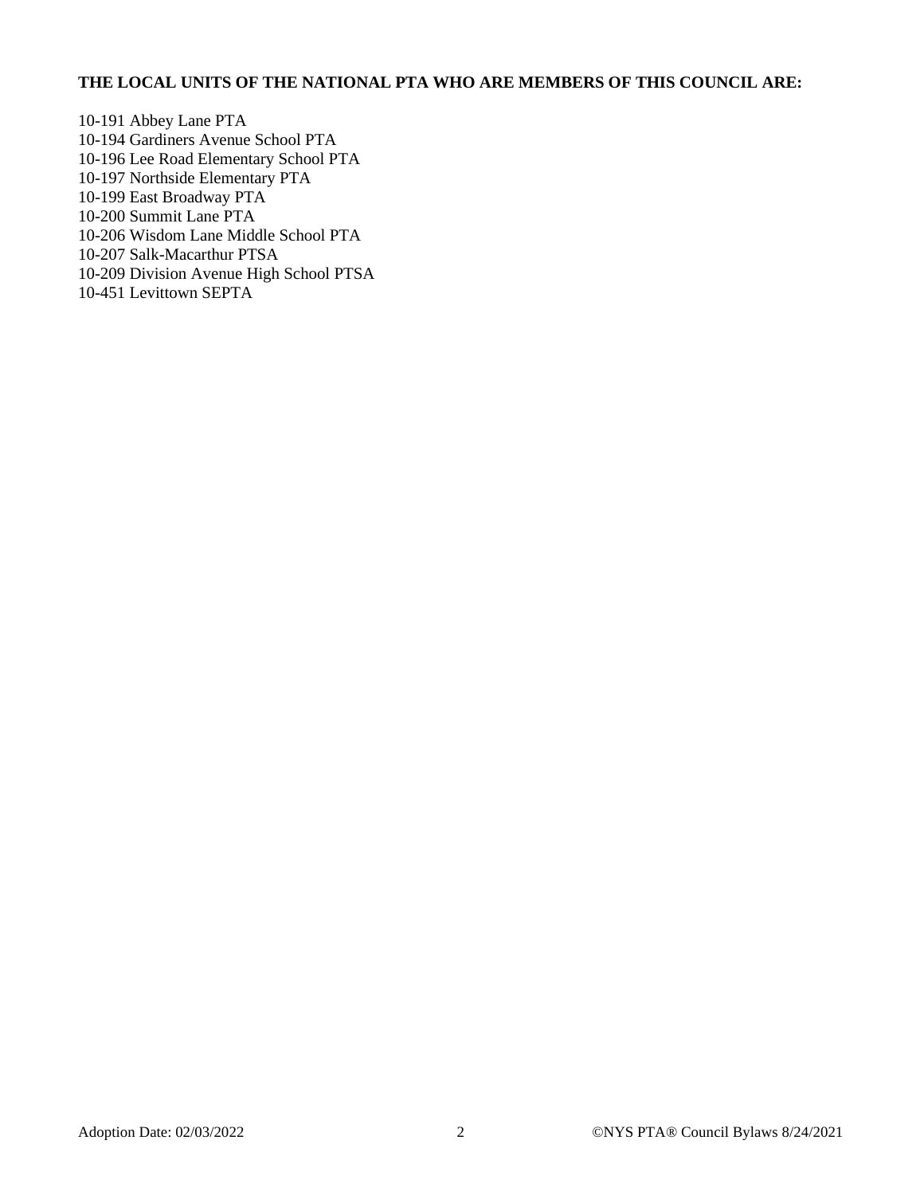**THE LOCAL UNITS OF THE NATIONAL PTA WHO ARE MEMBERS OF THIS COUNCIL ARE:**

10-191 Abbey Lane PTA
10-194 Gardiners Avenue School PTA
10-196 Lee Road Elementary School PTA
10-197 Northside Elementary PTA
10-199 East Broadway PTA
10-200 Summit Lane PTA
10-206 Wisdom Lane Middle School PTA
10-207 Salk-Macarthur PTSA
10-209 Division Avenue High School PTSA
10-451 Levittown SEPTA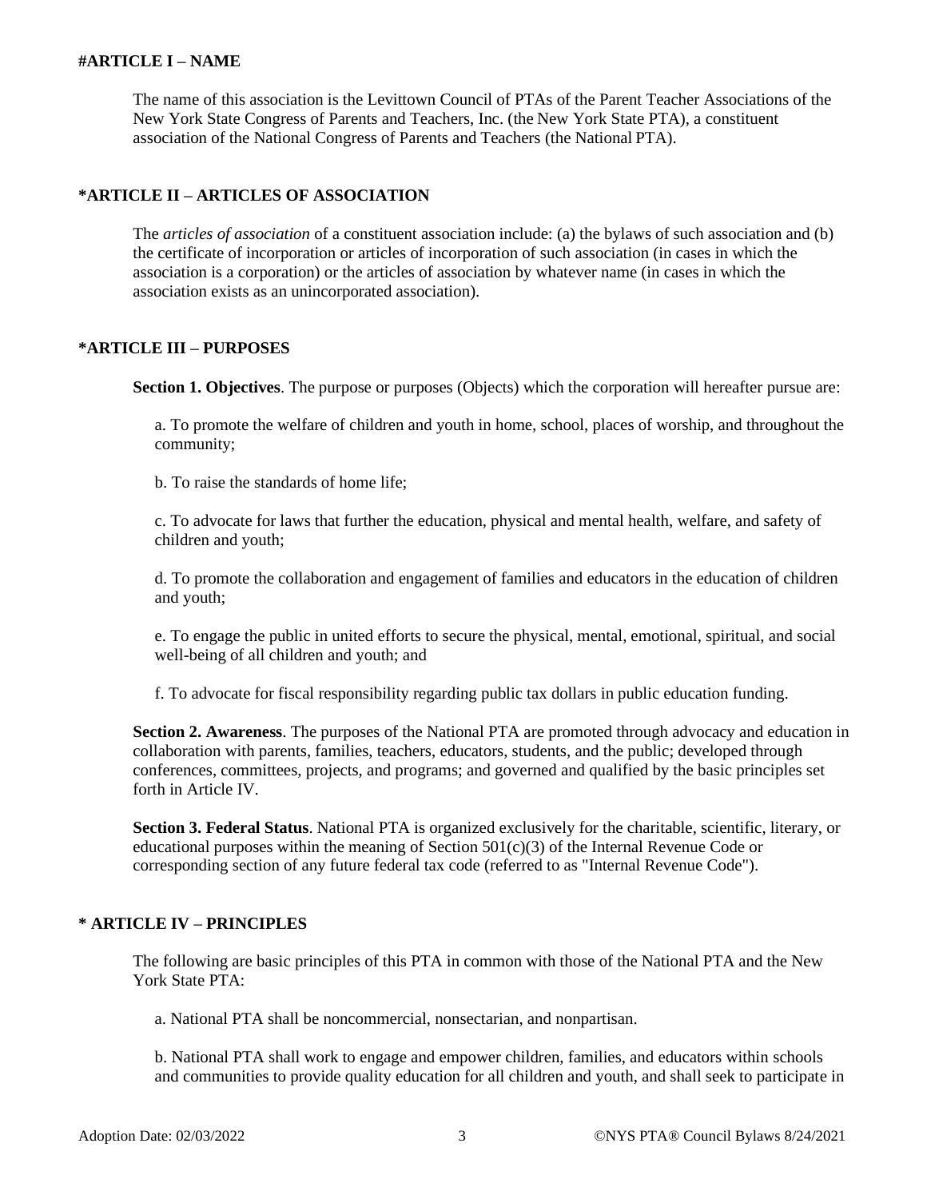## #ARTICLE I – NAME

The name of this association is the Levittown Council of PTAs of the Parent Teacher Associations of the New York State Congress of Parents and Teachers, Inc. (the New York State PTA), a constituent association of the National Congress of Parents and Teachers (the National PTA).

## *ARTICLE II – ARTICLES OF ASSOCIATION

The *articles of association* of a constituent association include: (a) the bylaws of such association and (b) the certificate of incorporation or articles of incorporation of such association (in cases in which the association is a corporation) or the articles of association by whatever name (in cases in which the association exists as an unincorporated association).

## *ARTICLE III – PURPOSES

**Section 1. Objectives**. The purpose or purposes (Objects) which the corporation will hereafter pursue are:

a. To promote the welfare of children and youth in home, school, places of worship, and throughout the community;

b. To raise the standards of home life;

c. To advocate for laws that further the education, physical and mental health, welfare, and safety of children and youth;

d. To promote the collaboration and engagement of families and educators in the education of children and youth;

e. To engage the public in united efforts to secure the physical, mental, emotional, spiritual, and social well-being of all children and youth; and

f. To advocate for fiscal responsibility regarding public tax dollars in public education funding.

**Section 2. Awareness**. The purposes of the National PTA are promoted through advocacy and education in collaboration with parents, families, teachers, educators, students, and the public; developed through conferences, committees, projects, and programs; and governed and qualified by the basic principles set forth in Article IV.

**Section 3. Federal Status**. National PTA is organized exclusively for the charitable, scientific, literary, or educational purposes within the meaning of Section 501(c)(3) of the Internal Revenue Code or corresponding section of any future federal tax code (referred to as "Internal Revenue Code").

## * ARTICLE IV – PRINCIPLES

The following are basic principles of this PTA in common with those of the National PTA and the New York State PTA:

a. National PTA shall be noncommercial, nonsectarian, and nonpartisan.

b. National PTA shall work to engage and empower children, families, and educators within schools and communities to provide quality education for all children and youth, and shall seek to participate in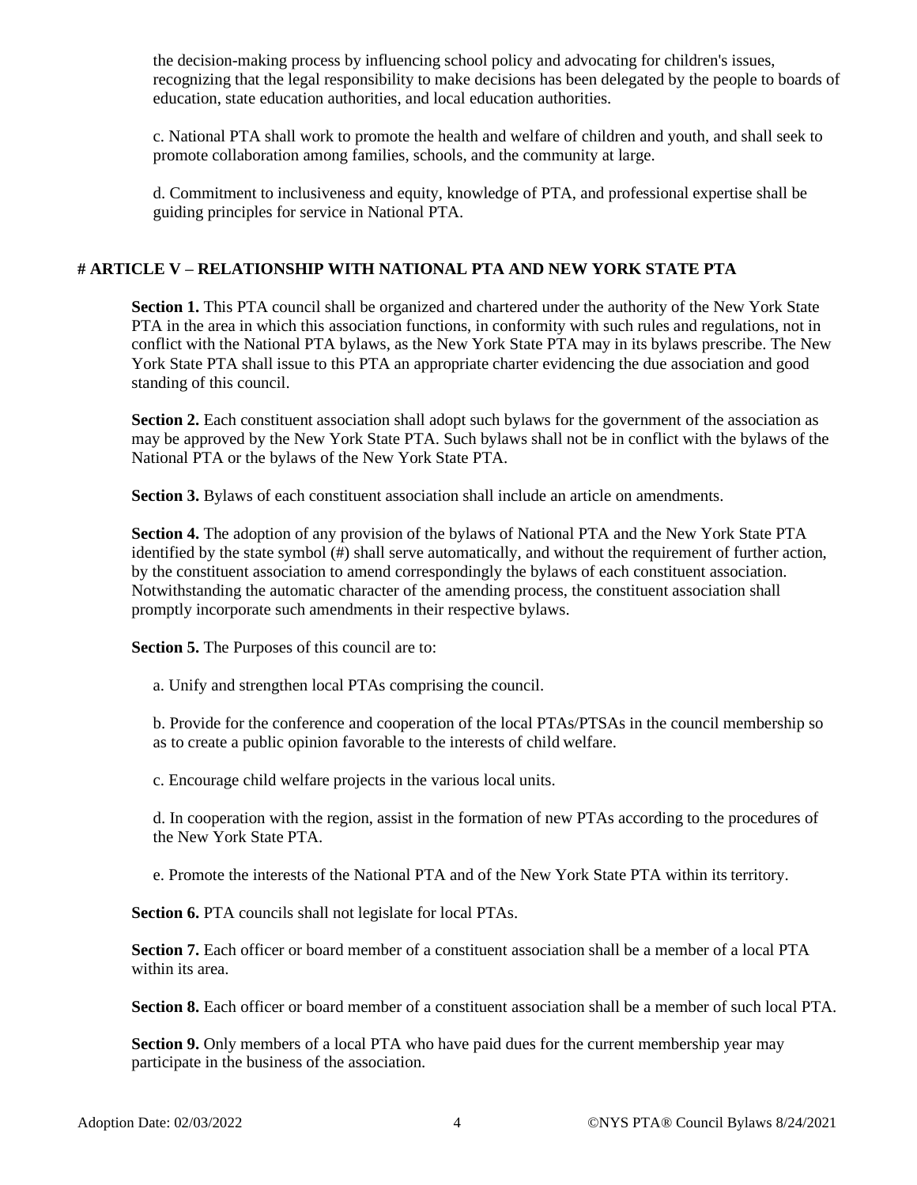the decision-making process by influencing school policy and advocating for children's issues, recognizing that the legal responsibility to make decisions has been delegated by the people to boards of education, state education authorities, and local education authorities.

c. National PTA shall work to promote the health and welfare of children and youth, and shall seek to promote collaboration among families, schools, and the community at large.

d. Commitment to inclusiveness and equity, knowledge of PTA, and professional expertise shall be guiding principles for service in National PTA.

## # ARTICLE V – RELATIONSHIP WITH NATIONAL PTA AND NEW YORK STATE PTA

**Section 1.** This PTA council shall be organized and chartered under the authority of the New York State PTA in the area in which this association functions, in conformity with such rules and regulations, not in conflict with the National PTA bylaws, as the New York State PTA may in its bylaws prescribe. The New York State PTA shall issue to this PTA an appropriate charter evidencing the due association and good standing of this council.

**Section 2.** Each constituent association shall adopt such bylaws for the government of the association as may be approved by the New York State PTA. Such bylaws shall not be in conflict with the bylaws of the National PTA or the bylaws of the New York State PTA.

**Section 3.** Bylaws of each constituent association shall include an article on amendments.

**Section 4.** The adoption of any provision of the bylaws of National PTA and the New York State PTA identified by the state symbol (#) shall serve automatically, and without the requirement of further action, by the constituent association to amend correspondingly the bylaws of each constituent association. Notwithstanding the automatic character of the amending process, the constituent association shall promptly incorporate such amendments in their respective bylaws.

**Section 5.** The Purposes of this council are to:

a. Unify and strengthen local PTAs comprising the council.

b. Provide for the conference and cooperation of the local PTAs/PTSAs in the council membership so as to create a public opinion favorable to the interests of child welfare.

c. Encourage child welfare projects in the various local units.

d. In cooperation with the region, assist in the formation of new PTAs according to the procedures of the New York State PTA.

e. Promote the interests of the National PTA and of the New York State PTA within its territory.

**Section 6.** PTA councils shall not legislate for local PTAs.

**Section 7.** Each officer or board member of a constituent association shall be a member of a local PTA within its area.

**Section 8.** Each officer or board member of a constituent association shall be a member of such local PTA.

**Section 9.** Only members of a local PTA who have paid dues for the current membership year may participate in the business of the association.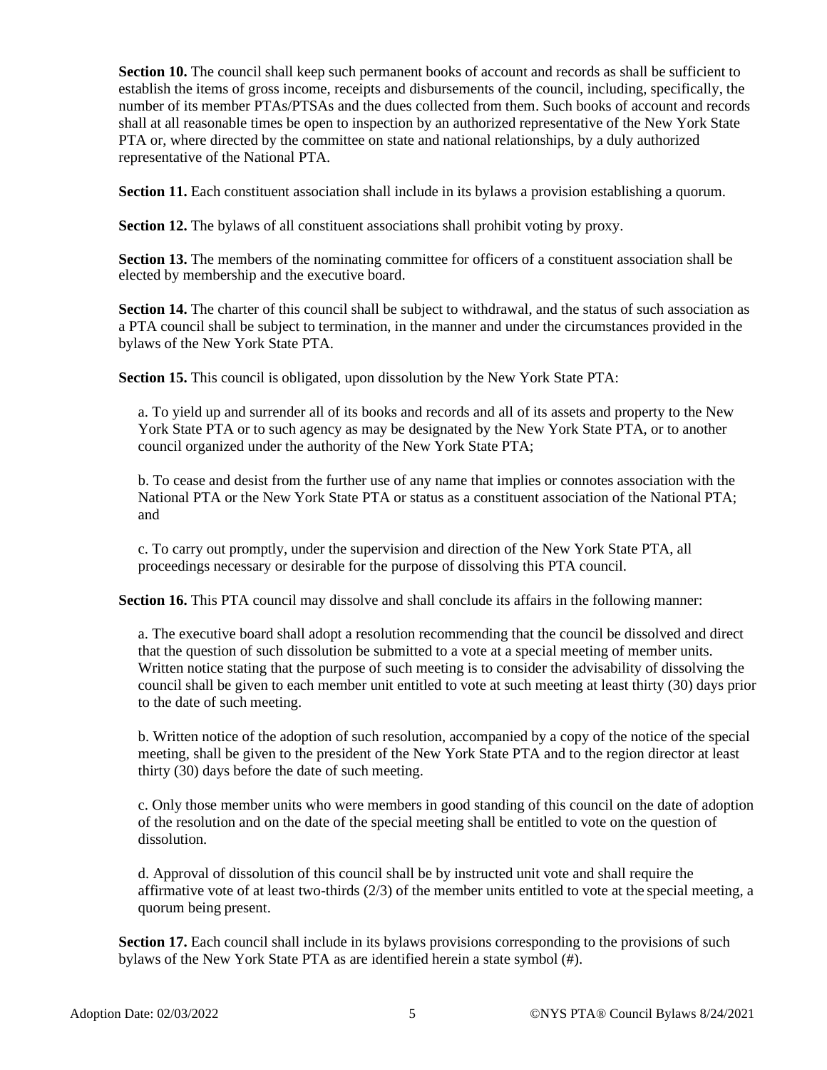**Section 10.** The council shall keep such permanent books of account and records as shall be sufficient to establish the items of gross income, receipts and disbursements of the council, including, specifically, the number of its member PTAs/PTSAs and the dues collected from them. Such books of account and records shall at all reasonable times be open to inspection by an authorized representative of the New York State PTA or, where directed by the committee on state and national relationships, by a duly authorized representative of the National PTA.

**Section 11.** Each constituent association shall include in its bylaws a provision establishing a quorum.

**Section 12.** The bylaws of all constituent associations shall prohibit voting by proxy.

**Section 13.** The members of the nominating committee for officers of a constituent association shall be elected by membership and the executive board.

**Section 14.** The charter of this council shall be subject to withdrawal, and the status of such association as a PTA council shall be subject to termination, in the manner and under the circumstances provided in the bylaws of the New York State PTA.

**Section 15.** This council is obligated, upon dissolution by the New York State PTA:

a. To yield up and surrender all of its books and records and all of its assets and property to the New York State PTA or to such agency as may be designated by the New York State PTA, or to another council organized under the authority of the New York State PTA;

b. To cease and desist from the further use of any name that implies or connotes association with the National PTA or the New York State PTA or status as a constituent association of the National PTA; and

c. To carry out promptly, under the supervision and direction of the New York State PTA, all proceedings necessary or desirable for the purpose of dissolving this PTA council.

**Section 16.** This PTA council may dissolve and shall conclude its affairs in the following manner:

a. The executive board shall adopt a resolution recommending that the council be dissolved and direct that the question of such dissolution be submitted to a vote at a special meeting of member units. Written notice stating that the purpose of such meeting is to consider the advisability of dissolving the council shall be given to each member unit entitled to vote at such meeting at least thirty (30) days prior to the date of such meeting.

b. Written notice of the adoption of such resolution, accompanied by a copy of the notice of the special meeting, shall be given to the president of the New York State PTA and to the region director at least thirty (30) days before the date of such meeting.

c. Only those member units who were members in good standing of this council on the date of adoption of the resolution and on the date of the special meeting shall be entitled to vote on the question of dissolution.

d. Approval of dissolution of this council shall be by instructed unit vote and shall require the affirmative vote of at least two-thirds (2/3) of the member units entitled to vote at the special meeting, a quorum being present.

**Section 17.** Each council shall include in its bylaws provisions corresponding to the provisions of such bylaws of the New York State PTA as are identified herein a state symbol (#).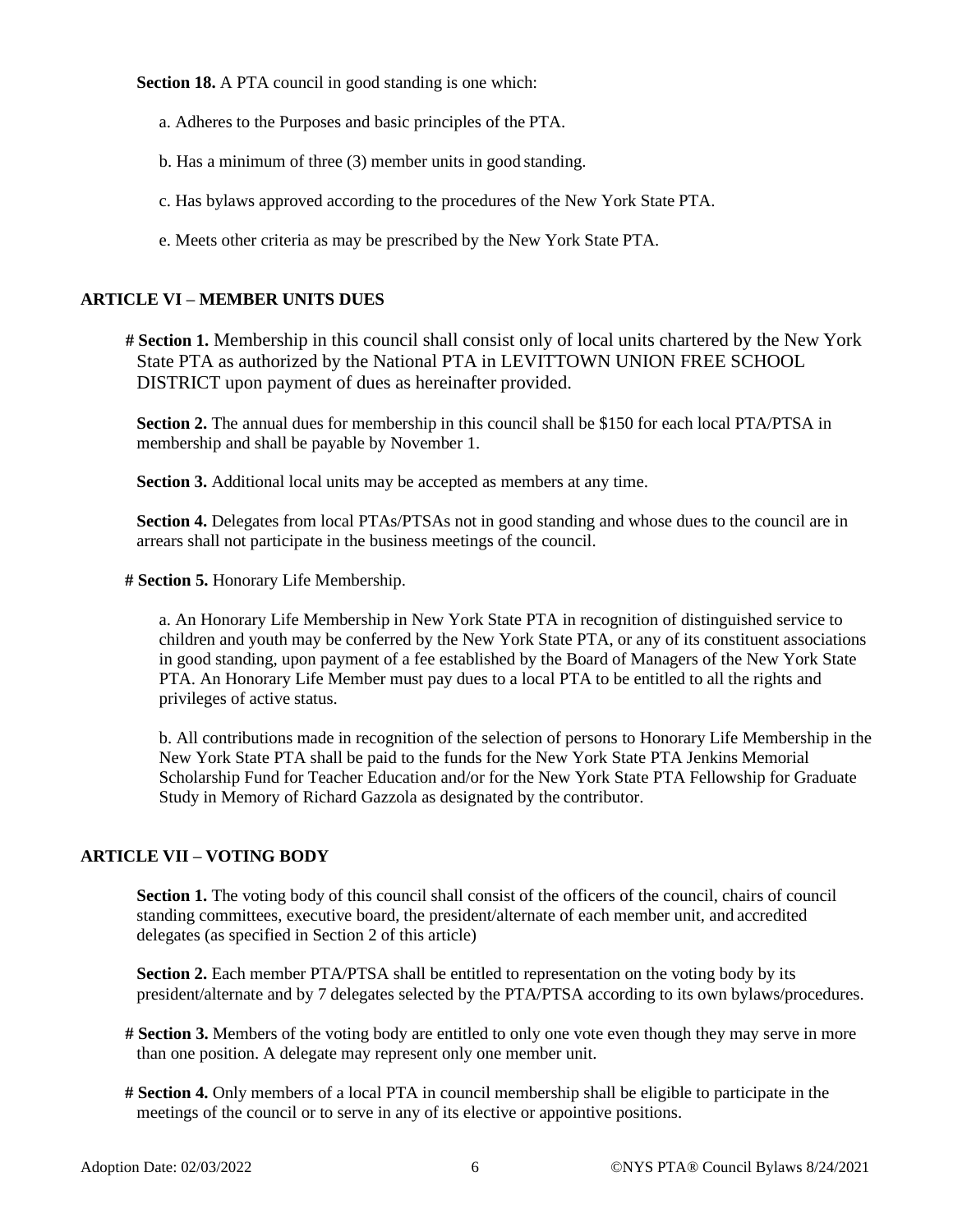**Section 18.** A PTA council in good standing is one which:

a. Adheres to the Purposes and basic principles of the PTA.

b. Has a minimum of three (3) member units in good standing.

c. Has bylaws approved according to the procedures of the New York State PTA.

e. Meets other criteria as may be prescribed by the New York State PTA.

## ARTICLE VI – MEMBER UNITS DUES

**# Section 1.** Membership in this council shall consist only of local units chartered by the New York State PTA as authorized by the National PTA in LEVITTOWN UNION FREE SCHOOL DISTRICT upon payment of dues as hereinafter provided.

**Section 2.** The annual dues for membership in this council shall be $150 for each local PTA/PTSA in membership and shall be payable by November 1.

**Section 3.** Additional local units may be accepted as members at any time.

**Section 4.** Delegates from local PTAs/PTSAs not in good standing and whose dues to the council are in arrears shall not participate in the business meetings of the council.

**# Section 5.** Honorary Life Membership.

a. An Honorary Life Membership in New York State PTA in recognition of distinguished service to children and youth may be conferred by the New York State PTA, or any of its constituent associations in good standing, upon payment of a fee established by the Board of Managers of the New York State PTA. An Honorary Life Member must pay dues to a local PTA to be entitled to all the rights and privileges of active status.

b. All contributions made in recognition of the selection of persons to Honorary Life Membership in the New York State PTA shall be paid to the funds for the New York State PTA Jenkins Memorial Scholarship Fund for Teacher Education and/or for the New York State PTA Fellowship for Graduate Study in Memory of Richard Gazzola as designated by the contributor.

## ARTICLE VII – VOTING BODY

**Section 1.** The voting body of this council shall consist of the officers of the council, chairs of council standing committees, executive board, the president/alternate of each member unit, and accredited delegates (as specified in Section 2 of this article)

**Section 2.** Each member PTA/PTSA shall be entitled to representation on the voting body by its president/alternate and by 7 delegates selected by the PTA/PTSA according to its own bylaws/procedures.

**# Section 3.** Members of the voting body are entitled to only one vote even though they may serve in more than one position. A delegate may represent only one member unit.

**# Section 4.** Only members of a local PTA in council membership shall be eligible to participate in the meetings of the council or to serve in any of its elective or appointive positions.

Adoption Date: 02/03/2022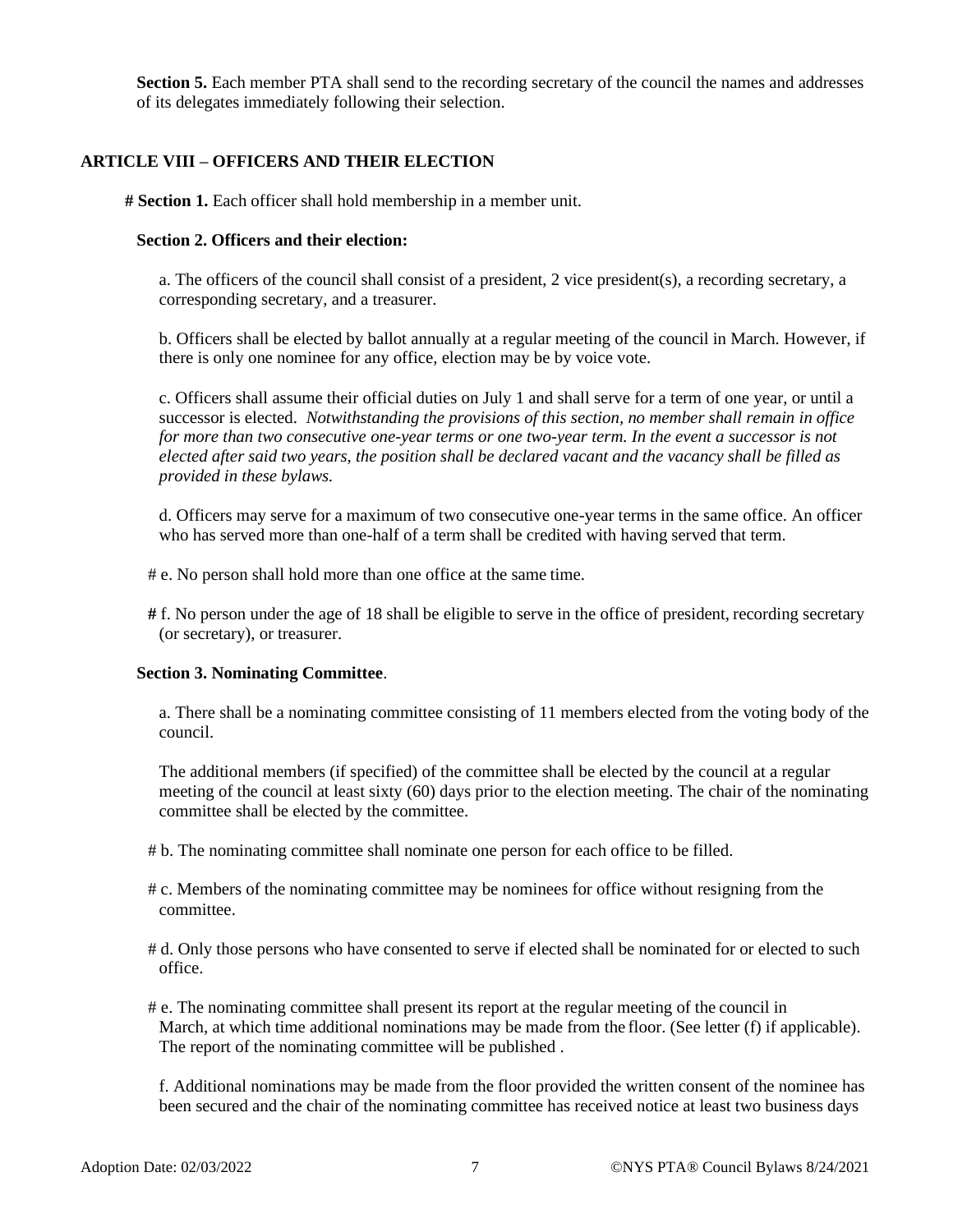**Section 5.** Each member PTA shall send to the recording secretary of the council the names and addresses of its delegates immediately following their selection.

## ARTICLE VIII – OFFICERS AND THEIR ELECTION

**# Section 1.** Each officer shall hold membership in a member unit.

**Section 2. Officers and their election:**

a. The officers of the council shall consist of a president, 2 vice president(s), a recording secretary, a corresponding secretary, and a treasurer.

b. Officers shall be elected by ballot annually at a regular meeting of the council in March. However, if there is only one nominee for any office, election may be by voice vote.

c. Officers shall assume their official duties on July 1 and shall serve for a term of one year, or until a successor is elected. *Notwithstanding the provisions of this section, no member shall remain in office for more than two consecutive one-year terms or one two-year term. In the event a successor is not elected after said two years, the position shall be declared vacant and the vacancy shall be filled as provided in these bylaws.*

d. Officers may serve for a maximum of two consecutive one-year terms in the same office. An officer who has served more than one-half of a term shall be credited with having served that term.

# e. No person shall hold more than one office at the same time.

**#** f. No person under the age of 18 shall be eligible to serve in the office of president, recording secretary (or secretary), or treasurer.

**Section 3. Nominating Committee**.

a. There shall be a nominating committee consisting of 11 members elected from the voting body of the council.

The additional members (if specified) of the committee shall be elected by the council at a regular meeting of the council at least sixty (60) days prior to the election meeting. The chair of the nominating committee shall be elected by the committee.

# b. The nominating committee shall nominate one person for each office to be filled.

# c. Members of the nominating committee may be nominees for office without resigning from the committee.

# d. Only those persons who have consented to serve if elected shall be nominated for or elected to such office.

# e. The nominating committee shall present its report at the regular meeting of the council in March, at which time additional nominations may be made from the floor. (See letter (f) if applicable). The report of the nominating committee will be published .

f. Additional nominations may be made from the floor provided the written consent of the nominee has been secured and the chair of the nominating committee has received notice at least two business days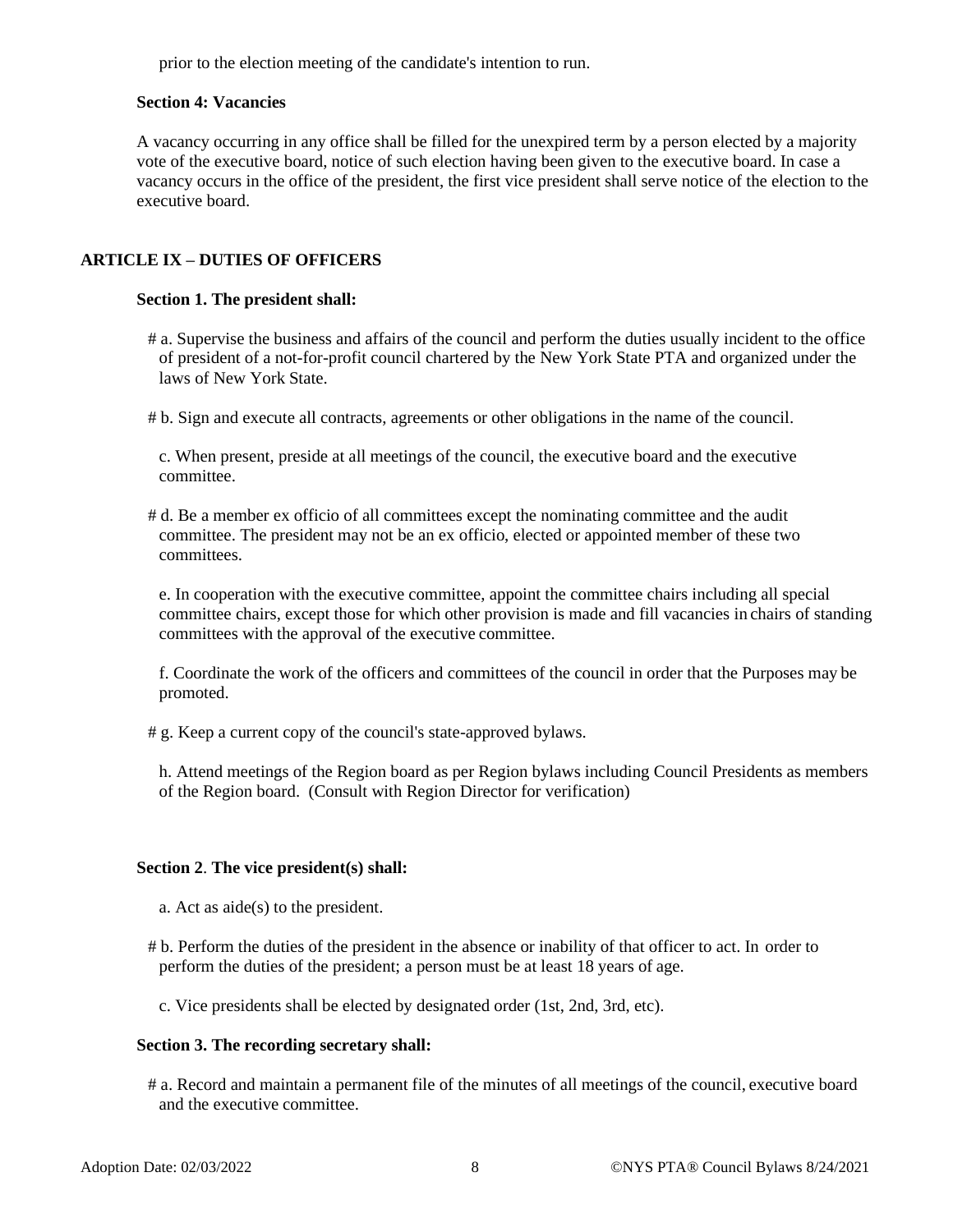prior to the election meeting of the candidate's intention to run.

**Section 4: Vacancies**

A vacancy occurring in any office shall be filled for the unexpired term by a person elected by a majority vote of the executive board, notice of such election having been given to the executive board. In case a vacancy occurs in the office of the president, the first vice president shall serve notice of the election to the executive board.

## ARTICLE IX – DUTIES OF OFFICERS

**Section 1. The president shall:**

# a. Supervise the business and affairs of the council and perform the duties usually incident to the office of president of a not-for-profit council chartered by the New York State PTA and organized under the laws of New York State.

# b. Sign and execute all contracts, agreements or other obligations in the name of the council.

c. When present, preside at all meetings of the council, the executive board and the executive committee.

# d. Be a member ex officio of all committees except the nominating committee and the audit committee. The president may not be an ex officio, elected or appointed member of these two committees.

e. In cooperation with the executive committee, appoint the committee chairs including all special committee chairs, except those for which other provision is made and fill vacancies in chairs of standing committees with the approval of the executive committee.

f. Coordinate the work of the officers and committees of the council in order that the Purposes may be promoted.

# g. Keep a current copy of the council's state-approved bylaws.

h. Attend meetings of the Region board as per Region bylaws including Council Presidents as members of the Region board. (Consult with Region Director for verification)

**Section 2**. **The vice president(s) shall:**

a. Act as aide(s) to the president.

# b. Perform the duties of the president in the absence or inability of that officer to act. In order to perform the duties of the president; a person must be at least 18 years of age.

c. Vice presidents shall be elected by designated order (1st, 2nd, 3rd, etc).

**Section 3. The recording secretary shall:**

# a. Record and maintain a permanent file of the minutes of all meetings of the council, executive board and the executive committee.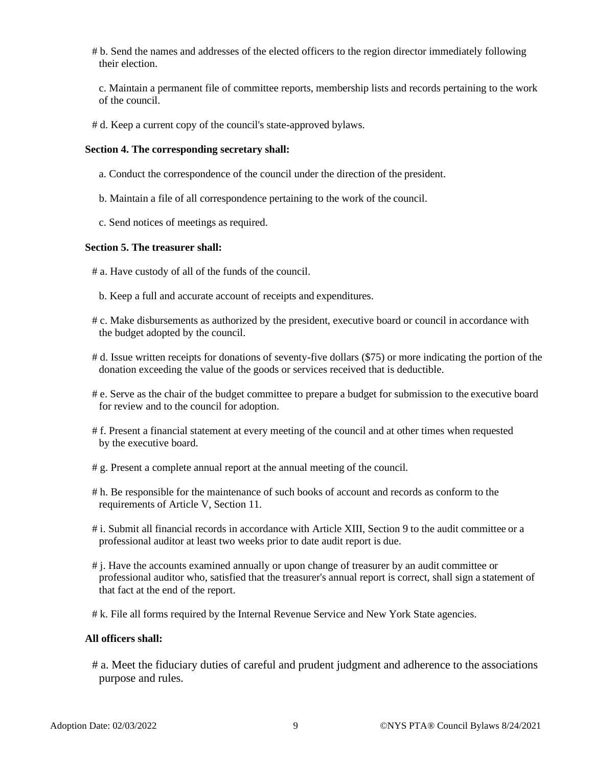# b. Send the names and addresses of the elected officers to the region director immediately following their election.

c. Maintain a permanent file of committee reports, membership lists and records pertaining to the work of the council.

# d. Keep a current copy of the council's state-approved bylaws.

**Section 4. The corresponding secretary shall:**

a. Conduct the correspondence of the council under the direction of the president.

b. Maintain a file of all correspondence pertaining to the work of the council.

c. Send notices of meetings as required.

**Section 5. The treasurer shall:**

# a. Have custody of all of the funds of the council.

b. Keep a full and accurate account of receipts and expenditures.

# c. Make disbursements as authorized by the president, executive board or council in accordance with the budget adopted by the council.

# d. Issue written receipts for donations of seventy-five dollars ($75) or more indicating the portion of the donation exceeding the value of the goods or services received that is deductible.

# e. Serve as the chair of the budget committee to prepare a budget for submission to the executive board for review and to the council for adoption.

# f. Present a financial statement at every meeting of the council and at other times when requested by the executive board.

# g. Present a complete annual report at the annual meeting of the council.

# h. Be responsible for the maintenance of such books of account and records as conform to the requirements of Article V, Section 11.

# i. Submit all financial records in accordance with Article XIII, Section 9 to the audit committee or a professional auditor at least two weeks prior to date audit report is due.

# j. Have the accounts examined annually or upon change of treasurer by an audit committee or professional auditor who, satisfied that the treasurer's annual report is correct, shall sign a statement of that fact at the end of the report.

# k. File all forms required by the Internal Revenue Service and New York State agencies.

**All officers shall:**

# a. Meet the fiduciary duties of careful and prudent judgment and adherence to the associations purpose and rules.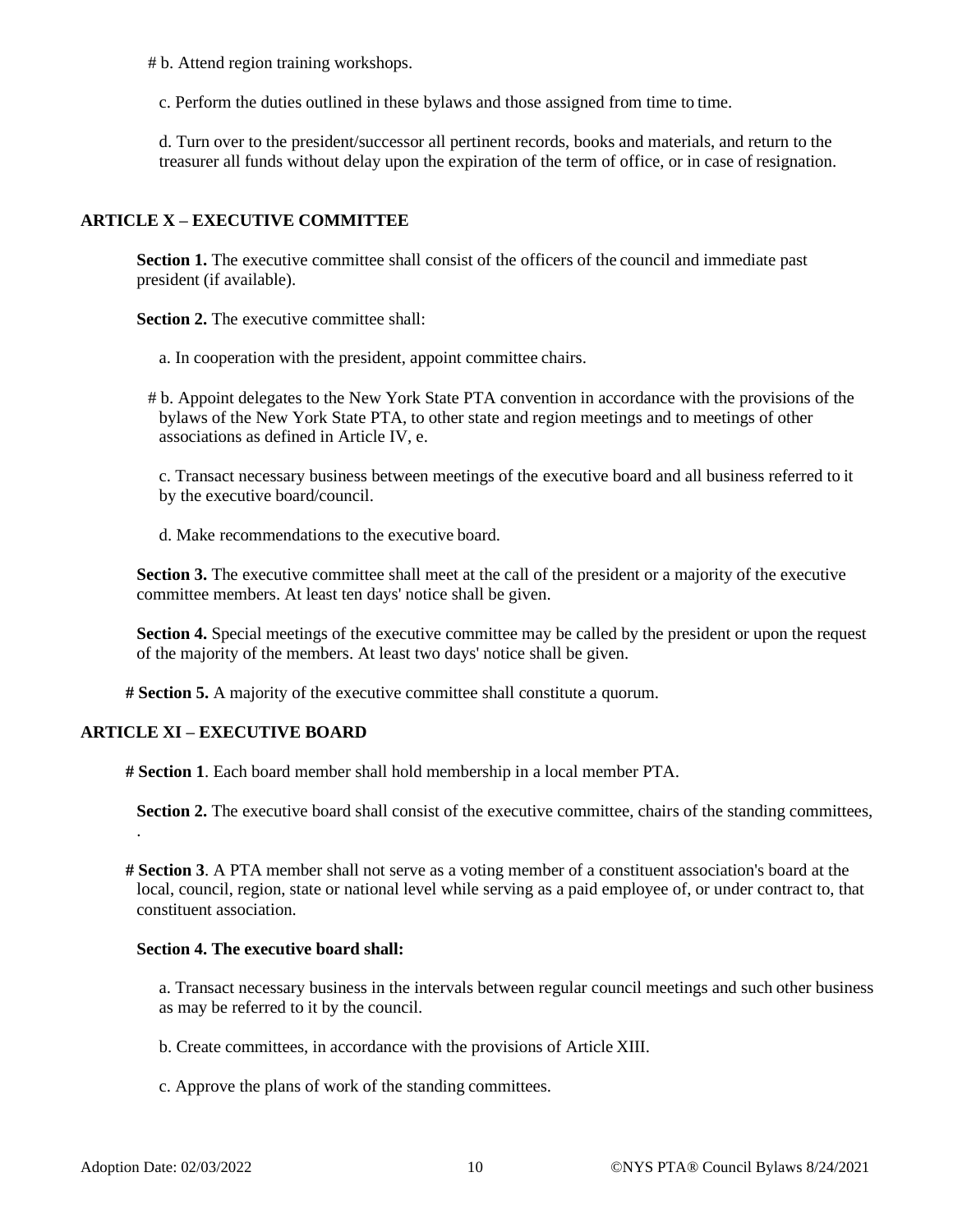# b. Attend region training workshops.

c. Perform the duties outlined in these bylaws and those assigned from time to time.

d. Turn over to the president/successor all pertinent records, books and materials, and return to the treasurer all funds without delay upon the expiration of the term of office, or in case of resignation.

## ARTICLE X – EXECUTIVE COMMITTEE

**Section 1.** The executive committee shall consist of the officers of the council and immediate past president (if available).

**Section 2.** The executive committee shall:

a. In cooperation with the president, appoint committee chairs.

# b. Appoint delegates to the New York State PTA convention in accordance with the provisions of the bylaws of the New York State PTA, to other state and region meetings and to meetings of other associations as defined in Article IV, e.

c. Transact necessary business between meetings of the executive board and all business referred to it by the executive board/council.

d. Make recommendations to the executive board.

**Section 3.** The executive committee shall meet at the call of the president or a majority of the executive committee members. At least ten days' notice shall be given.

**Section 4.** Special meetings of the executive committee may be called by the president or upon the request of the majority of the members. At least two days' notice shall be given.

**# Section 5.** A majority of the executive committee shall constitute a quorum.

## ARTICLE XI – EXECUTIVE BOARD

**# Section 1**. Each board member shall hold membership in a local member PTA.

**Section 2.** The executive board shall consist of the executive committee, chairs of the standing committees,
.

**# Section 3**. A PTA member shall not serve as a voting member of a constituent association's board at the local, council, region, state or national level while serving as a paid employee of, or under contract to, that constituent association.

**Section 4. The executive board shall:**

a. Transact necessary business in the intervals between regular council meetings and such other business as may be referred to it by the council.

b. Create committees, in accordance with the provisions of Article XIII.

c. Approve the plans of work of the standing committees.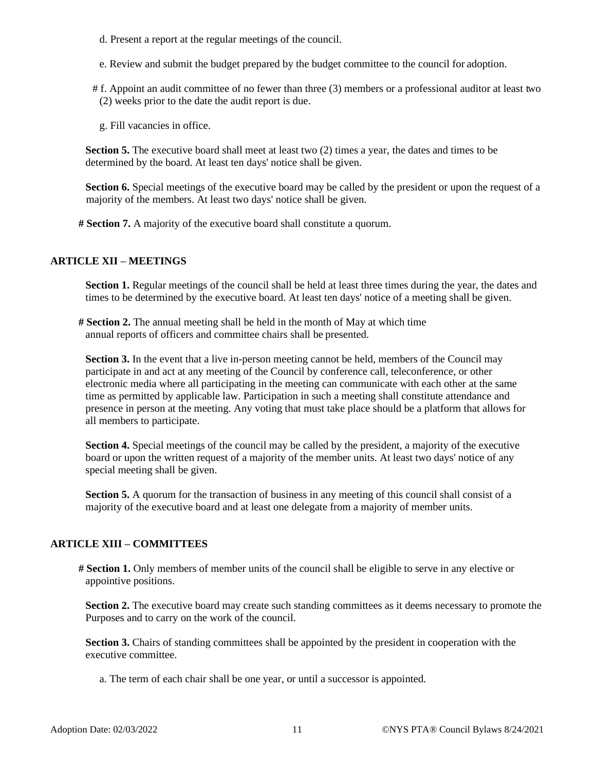d. Present a report at the regular meetings of the council.

e. Review and submit the budget prepared by the budget committee to the council for adoption.

# f. Appoint an audit committee of no fewer than three (3) members or a professional auditor at least two (2) weeks prior to the date the audit report is due.

g. Fill vacancies in office.

**Section 5.** The executive board shall meet at least two (2) times a year, the dates and times to be determined by the board. At least ten days' notice shall be given.

**Section 6.** Special meetings of the executive board may be called by the president or upon the request of a majority of the members. At least two days' notice shall be given.

**# Section 7.** A majority of the executive board shall constitute a quorum.

## ARTICLE XII – MEETINGS

**Section 1.** Regular meetings of the council shall be held at least three times during the year, the dates and times to be determined by the executive board. At least ten days' notice of a meeting shall be given.

**# Section 2.** The annual meeting shall be held in the month of May at which time annual reports of officers and committee chairs shall be presented.

**Section 3.** In the event that a live in-person meeting cannot be held, members of the Council may participate in and act at any meeting of the Council by conference call, teleconference, or other electronic media where all participating in the meeting can communicate with each other at the same time as permitted by applicable law. Participation in such a meeting shall constitute attendance and presence in person at the meeting. Any voting that must take place should be a platform that allows for all members to participate.

**Section 4.** Special meetings of the council may be called by the president, a majority of the executive board or upon the written request of a majority of the member units. At least two days' notice of any special meeting shall be given.

**Section 5.** A quorum for the transaction of business in any meeting of this council shall consist of a majority of the executive board and at least one delegate from a majority of member units.

## ARTICLE XIII – COMMITTEES

**# Section 1.** Only members of member units of the council shall be eligible to serve in any elective or appointive positions.

**Section 2.** The executive board may create such standing committees as it deems necessary to promote the Purposes and to carry on the work of the council.

**Section 3.** Chairs of standing committees shall be appointed by the president in cooperation with the executive committee.

a. The term of each chair shall be one year, or until a successor is appointed.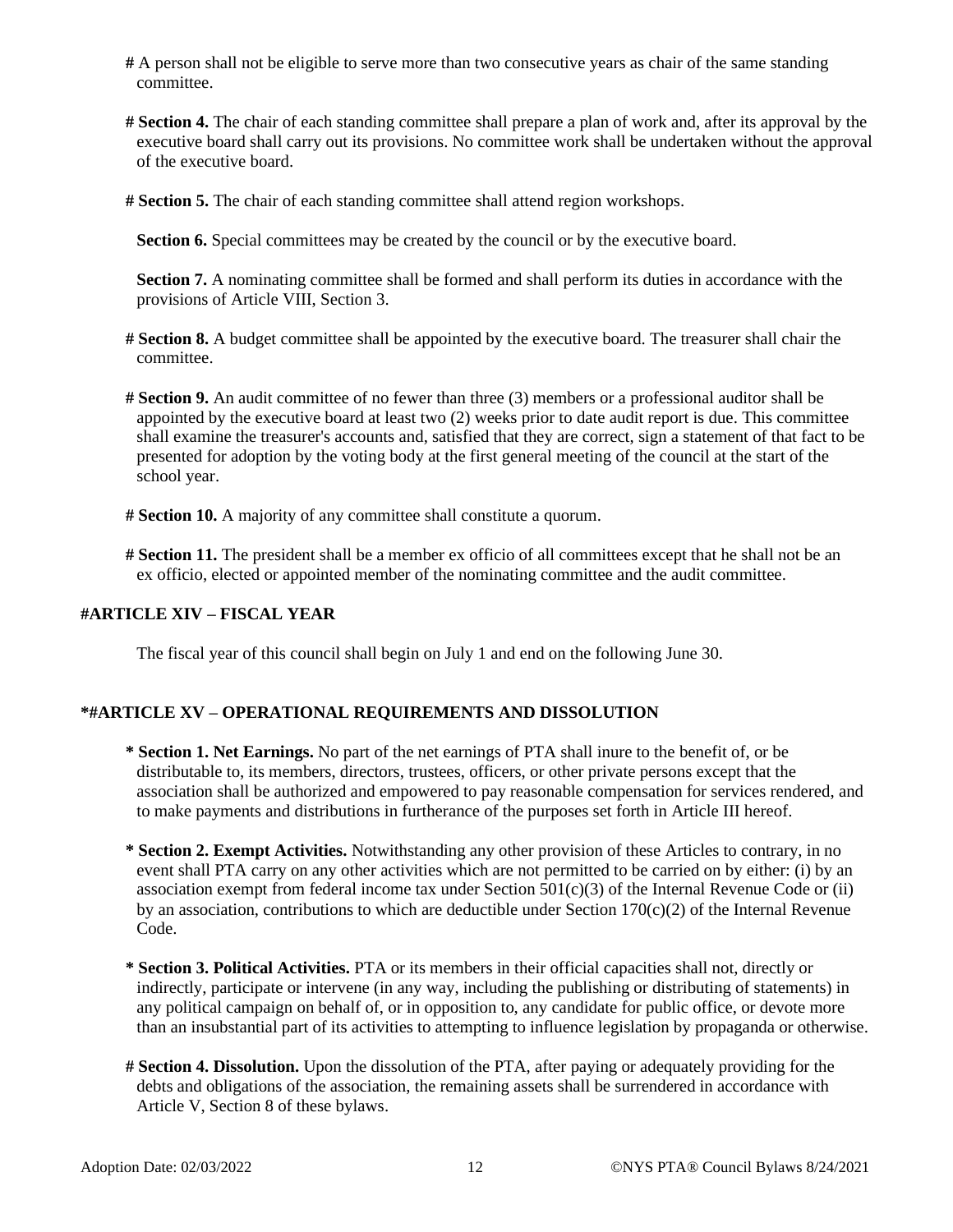**#** A person shall not be eligible to serve more than two consecutive years as chair of the same standing committee.

**# Section 4.** The chair of each standing committee shall prepare a plan of work and, after its approval by the executive board shall carry out its provisions. No committee work shall be undertaken without the approval of the executive board.

**# Section 5.** The chair of each standing committee shall attend region workshops.

**Section 6.** Special committees may be created by the council or by the executive board.

**Section 7.** A nominating committee shall be formed and shall perform its duties in accordance with the provisions of Article VIII, Section 3.

**# Section 8.** A budget committee shall be appointed by the executive board. The treasurer shall chair the committee.

**# Section 9.** An audit committee of no fewer than three (3) members or a professional auditor shall be appointed by the executive board at least two (2) weeks prior to date audit report is due. This committee shall examine the treasurer's accounts and, satisfied that they are correct, sign a statement of that fact to be presented for adoption by the voting body at the first general meeting of the council at the start of the school year.

**# Section 10.** A majority of any committee shall constitute a quorum.

**# Section 11.** The president shall be a member ex officio of all committees except that he shall not be an ex officio, elected or appointed member of the nominating committee and the audit committee.

## #ARTICLE XIV – FISCAL YEAR

The fiscal year of this council shall begin on July 1 and end on the following June 30.

## *#ARTICLE XV – OPERATIONAL REQUIREMENTS AND DISSOLUTION

**\* Section 1. Net Earnings.** No part of the net earnings of PTA shall inure to the benefit of, or be distributable to, its members, directors, trustees, officers, or other private persons except that the association shall be authorized and empowered to pay reasonable compensation for services rendered, and to make payments and distributions in furtherance of the purposes set forth in Article III hereof.

**\* Section 2. Exempt Activities.** Notwithstanding any other provision of these Articles to contrary, in no event shall PTA carry on any other activities which are not permitted to be carried on by either: (i) by an association exempt from federal income tax under Section 501(c)(3) of the Internal Revenue Code or (ii) by an association, contributions to which are deductible under Section 170(c)(2) of the Internal Revenue Code.

**\* Section 3. Political Activities.** PTA or its members in their official capacities shall not, directly or indirectly, participate or intervene (in any way, including the publishing or distributing of statements) in any political campaign on behalf of, or in opposition to, any candidate for public office, or devote more than an insubstantial part of its activities to attempting to influence legislation by propaganda or otherwise.

**# Section 4. Dissolution.** Upon the dissolution of the PTA, after paying or adequately providing for the debts and obligations of the association, the remaining assets shall be surrendered in accordance with Article V, Section 8 of these bylaws.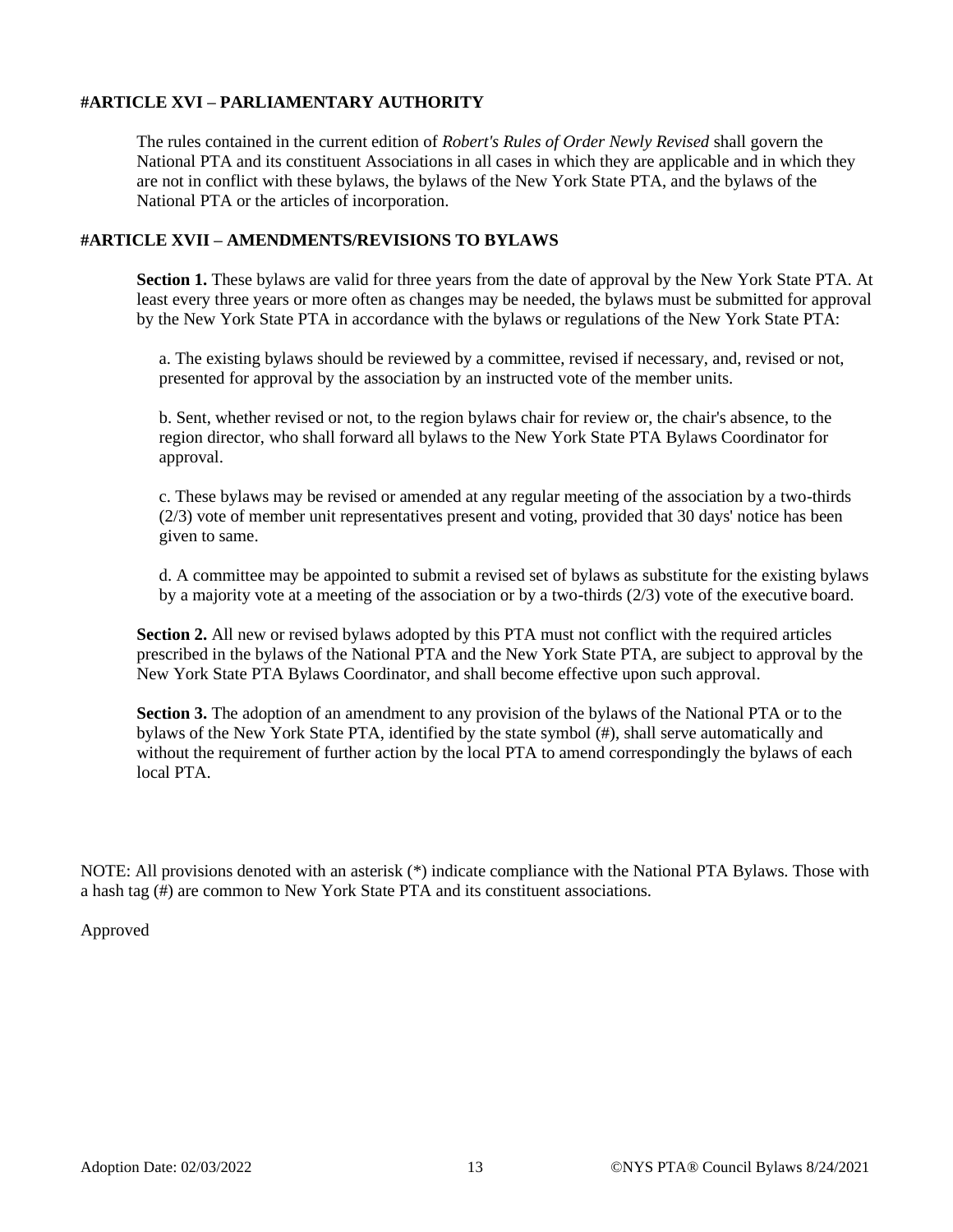## #ARTICLE XVI – PARLIAMENTARY AUTHORITY

The rules contained in the current edition of *Robert's Rules of Order Newly Revised* shall govern the National PTA and its constituent Associations in all cases in which they are applicable and in which they are not in conflict with these bylaws, the bylaws of the New York State PTA, and the bylaws of the National PTA or the articles of incorporation.

## #ARTICLE XVII – AMENDMENTS/REVISIONS TO BYLAWS

**Section 1.** These bylaws are valid for three years from the date of approval by the New York State PTA. At least every three years or more often as changes may be needed, the bylaws must be submitted for approval by the New York State PTA in accordance with the bylaws or regulations of the New York State PTA:

a. The existing bylaws should be reviewed by a committee, revised if necessary, and, revised or not, presented for approval by the association by an instructed vote of the member units.

b. Sent, whether revised or not, to the region bylaws chair for review or, the chair's absence, to the region director, who shall forward all bylaws to the New York State PTA Bylaws Coordinator for approval.

c. These bylaws may be revised or amended at any regular meeting of the association by a two-thirds (2/3) vote of member unit representatives present and voting, provided that 30 days' notice has been given to same.

d. A committee may be appointed to submit a revised set of bylaws as substitute for the existing bylaws by a majority vote at a meeting of the association or by a two-thirds (2/3) vote of the executive board.

**Section 2.** All new or revised bylaws adopted by this PTA must not conflict with the required articles prescribed in the bylaws of the National PTA and the New York State PTA, are subject to approval by the New York State PTA Bylaws Coordinator, and shall become effective upon such approval.

**Section 3.** The adoption of an amendment to any provision of the bylaws of the National PTA or to the bylaws of the New York State PTA, identified by the state symbol (#), shall serve automatically and without the requirement of further action by the local PTA to amend correspondingly the bylaws of each local PTA.

NOTE: All provisions denoted with an asterisk (*) indicate compliance with the National PTA Bylaws. Those with a hash tag (#) are common to New York State PTA and its constituent associations.

Approved